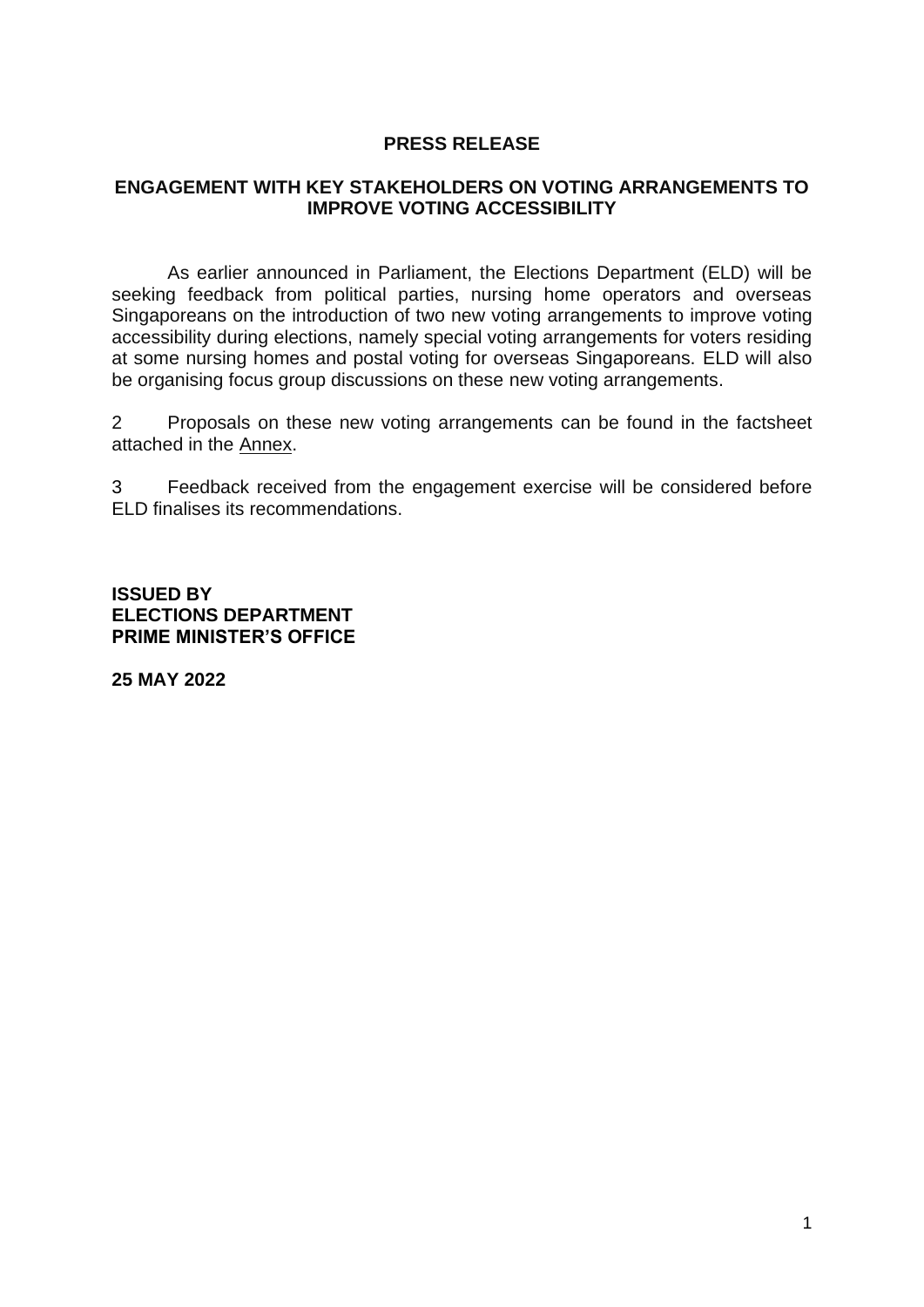# PRESS RELEASE

## ENGAGEMENT WITH KEY STAKEHOLDERS ON VOTING ARRANGEMENTS TO IMPROVE VOTING ACCESSIBILITY

As earlier announced in Parliament, the Elections Department (ELD) will be seeking feedback from political parties, nursing home operators and overseas Singaporeans on the introduction of two new voting arrangements to improve voting accessibility during elections, namely special voting arrangements for voters residing at some nursing homes and postal voting for overseas Singaporeans. ELD will also be organising focus group discussions on these new voting arrangements.

2 Proposals on these new voting arrangements can be found in the factsheet attached in the Annex.

3 Feedback received from the engagement exercise will be considered before ELD finalises its recommendations.

**ISSUED BY**
**ELECTIONS DEPARTMENT**
**PRIME MINISTER'S OFFICE**

**25 MAY 2022**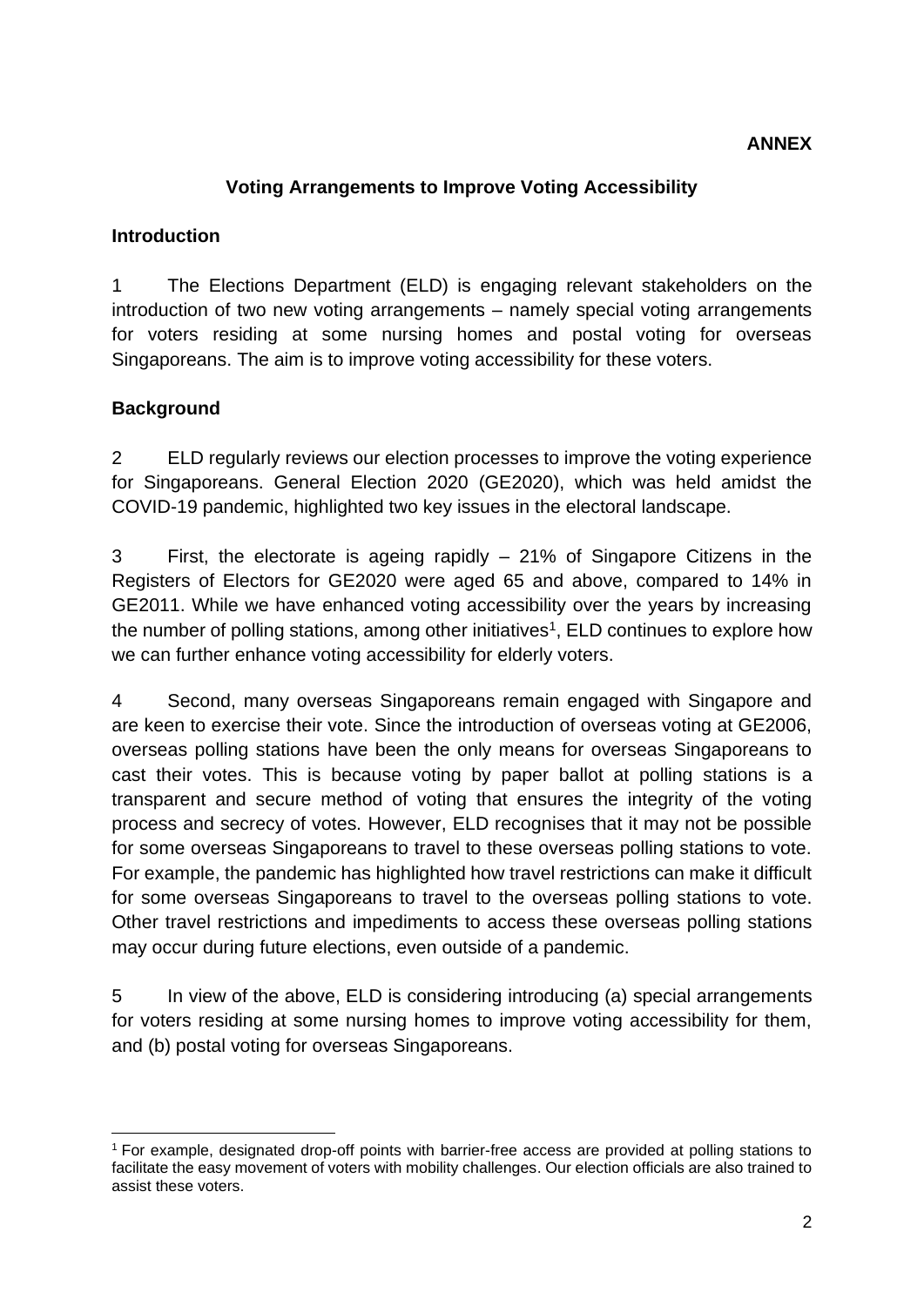**ANNEX**

## Voting Arrangements to Improve Voting Accessibility

### Introduction

1 The Elections Department (ELD) is engaging relevant stakeholders on the introduction of two new voting arrangements – namely special voting arrangements for voters residing at some nursing homes and postal voting for overseas Singaporeans. The aim is to improve voting accessibility for these voters.

### Background

2 ELD regularly reviews our election processes to improve the voting experience for Singaporeans. General Election 2020 (GE2020), which was held amidst the COVID-19 pandemic, highlighted two key issues in the electoral landscape.

3 First, the electorate is ageing rapidly – 21% of Singapore Citizens in the Registers of Electors for GE2020 were aged 65 and above, compared to 14% in GE2011. While we have enhanced voting accessibility over the years by increasing the number of polling stations, among other initiatives[1], ELD continues to explore how we can further enhance voting accessibility for elderly voters.

4 Second, many overseas Singaporeans remain engaged with Singapore and are keen to exercise their vote. Since the introduction of overseas voting at GE2006, overseas polling stations have been the only means for overseas Singaporeans to cast their votes. This is because voting by paper ballot at polling stations is a transparent and secure method of voting that ensures the integrity of the voting process and secrecy of votes. However, ELD recognises that it may not be possible for some overseas Singaporeans to travel to these overseas polling stations to vote. For example, the pandemic has highlighted how travel restrictions can make it difficult for some overseas Singaporeans to travel to the overseas polling stations to vote. Other travel restrictions and impediments to access these overseas polling stations may occur during future elections, even outside of a pandemic.

5 In view of the above, ELD is considering introducing (a) special arrangements for voters residing at some nursing homes to improve voting accessibility for them, and (b) postal voting for overseas Singaporeans.

---

[1] For example, designated drop-off points with barrier-free access are provided at polling stations to facilitate the easy movement of voters with mobility challenges. Our election officials are also trained to assist these voters.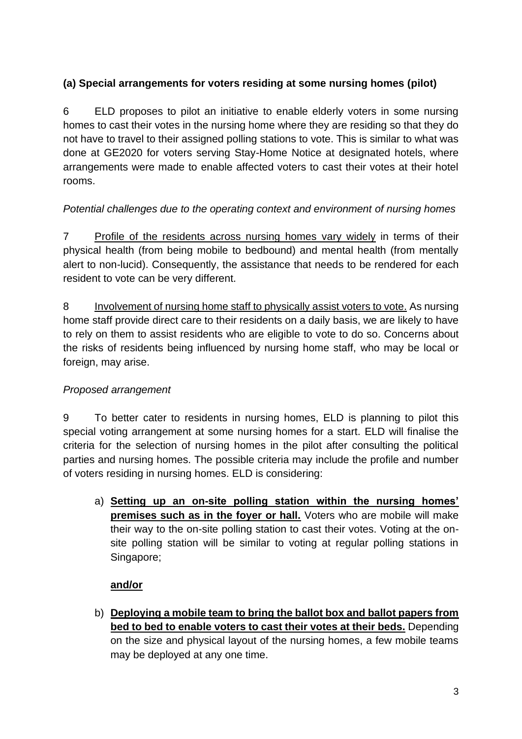**(a) Special arrangements for voters residing at some nursing homes (pilot)**

6 ELD proposes to pilot an initiative to enable elderly voters in some nursing homes to cast their votes in the nursing home where they are residing so that they do not have to travel to their assigned polling stations to vote. This is similar to what was done at GE2020 for voters serving Stay-Home Notice at designated hotels, where arrangements were made to enable affected voters to cast their votes at their hotel rooms.

*Potential challenges due to the operating context and environment of nursing homes*

7 Profile of the residents across nursing homes vary widely in terms of their physical health (from being mobile to bedbound) and mental health (from mentally alert to non-lucid). Consequently, the assistance that needs to be rendered for each resident to vote can be very different.

8 Involvement of nursing home staff to physically assist voters to vote. As nursing home staff provide direct care to their residents on a daily basis, we are likely to have to rely on them to assist residents who are eligible to vote to do so. Concerns about the risks of residents being influenced by nursing home staff, who may be local or foreign, may arise.

*Proposed arrangement*

9 To better cater to residents in nursing homes, ELD is planning to pilot this special voting arrangement at some nursing homes for a start. ELD will finalise the criteria for the selection of nursing homes in the pilot after consulting the political parties and nursing homes. The possible criteria may include the profile and number of voters residing in nursing homes. ELD is considering:

a) **Setting up an on-site polling station within the nursing homes' premises such as in the foyer or hall.** Voters who are mobile will make their way to the on-site polling station to cast their votes. Voting at the on-site polling station will be similar to voting at regular polling stations in Singapore;

**and/or**

b) **Deploying a mobile team to bring the ballot box and ballot papers from bed to bed to enable voters to cast their votes at their beds.** Depending on the size and physical layout of the nursing homes, a few mobile teams may be deployed at any one time.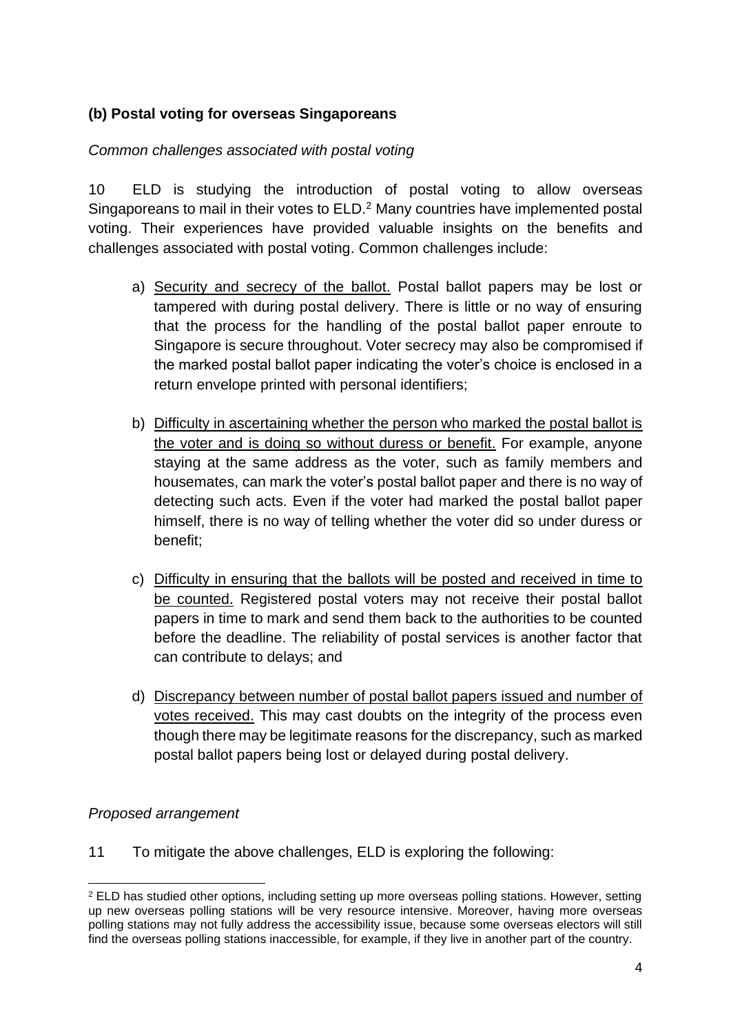**(b) Postal voting for overseas Singaporeans**

*Common challenges associated with postal voting*

10 ELD is studying the introduction of postal voting to allow overseas Singaporeans to mail in their votes to ELD.[2] Many countries have implemented postal voting. Their experiences have provided valuable insights on the benefits and challenges associated with postal voting. Common challenges include:

a) <u>Security and secrecy of the ballot.</u> Postal ballot papers may be lost or tampered with during postal delivery. There is little or no way of ensuring that the process for the handling of the postal ballot paper enroute to Singapore is secure throughout. Voter secrecy may also be compromised if the marked postal ballot paper indicating the voter's choice is enclosed in a return envelope printed with personal identifiers;

b) <u>Difficulty in ascertaining whether the person who marked the postal ballot is the voter and is doing so without duress or benefit.</u> For example, anyone staying at the same address as the voter, such as family members and housemates, can mark the voter's postal ballot paper and there is no way of detecting such acts. Even if the voter had marked the postal ballot paper himself, there is no way of telling whether the voter did so under duress or benefit;

c) <u>Difficulty in ensuring that the ballots will be posted and received in time to be counted.</u> Registered postal voters may not receive their postal ballot papers in time to mark and send them back to the authorities to be counted before the deadline. The reliability of postal services is another factor that can contribute to delays; and

d) <u>Discrepancy between number of postal ballot papers issued and number of votes received.</u> This may cast doubts on the integrity of the process even though there may be legitimate reasons for the discrepancy, such as marked postal ballot papers being lost or delayed during postal delivery.

*Proposed arrangement*

11 To mitigate the above challenges, ELD is exploring the following:

[2] ELD has studied other options, including setting up more overseas polling stations. However, setting up new overseas polling stations will be very resource intensive. Moreover, having more overseas polling stations may not fully address the accessibility issue, because some overseas electors will still find the overseas polling stations inaccessible, for example, if they live in another part of the country.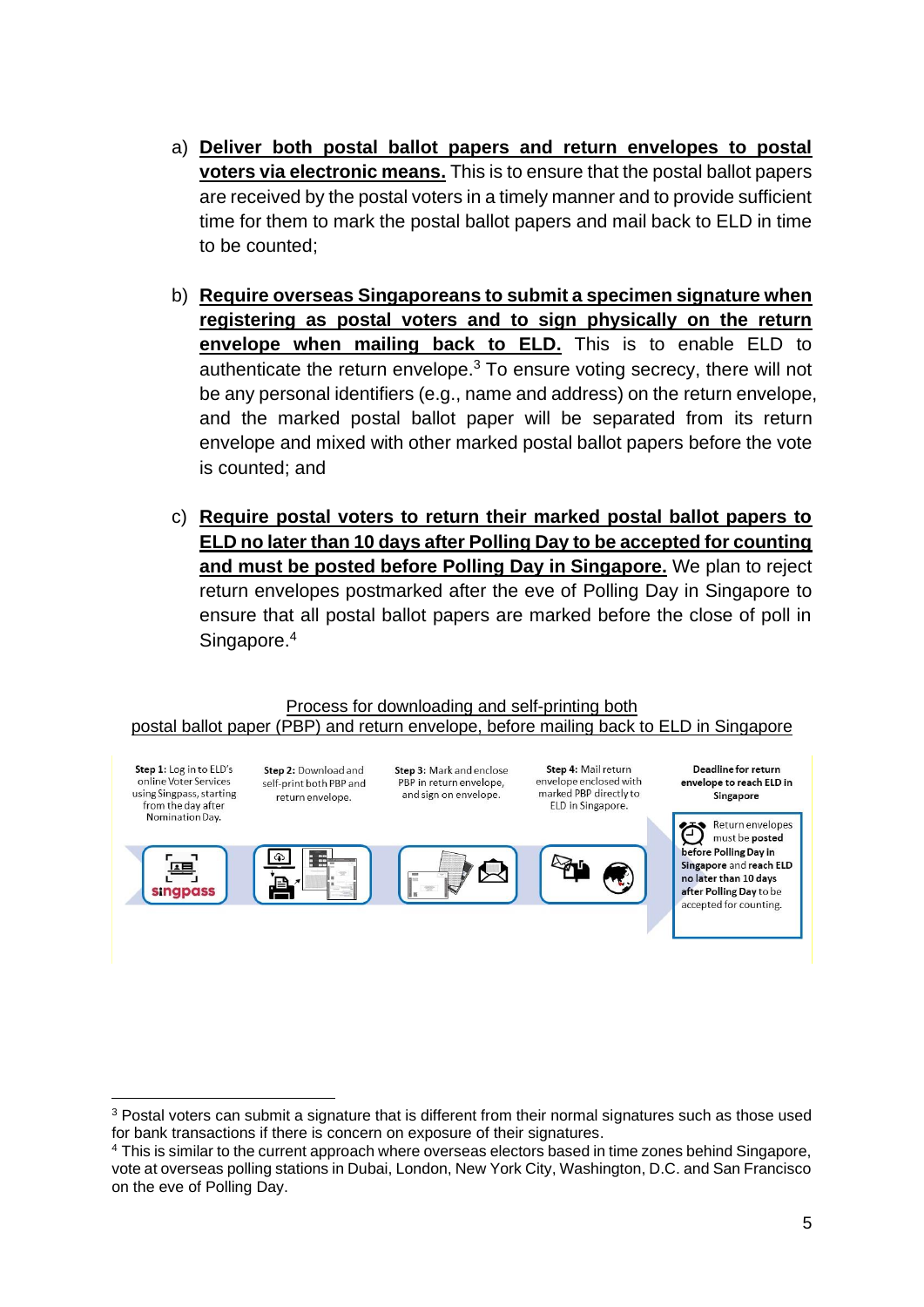a) **<u>Deliver both postal ballot papers and return envelopes to postal voters via electronic means.</u>** This is to ensure that the postal ballot papers are received by the postal voters in a timely manner and to provide sufficient time for them to mark the postal ballot papers and mail back to ELD in time to be counted;

b) **<u>Require overseas Singaporeans to submit a specimen signature when registering as postal voters and to sign physically on the return envelope when mailing back to ELD.</u>** This is to enable ELD to authenticate the return envelope.[3] To ensure voting secrecy, there will not be any personal identifiers (e.g., name and address) on the return envelope, and the marked postal ballot paper will be separated from its return envelope and mixed with other marked postal ballot papers before the vote is counted; and

c) **<u>Require postal voters to return their marked postal ballot papers to ELD no later than 10 days after Polling Day to be accepted for counting and must be posted before Polling Day in Singapore.</u>** We plan to reject return envelopes postmarked after the eve of Polling Day in Singapore to ensure that all postal ballot papers are marked before the close of poll in Singapore.[4]

<u>Process for downloading and self-printing both postal ballot paper (PBP) and return envelope, before mailing back to ELD in Singapore</u>

**Step 1:** Log in to ELD's online Voter Services using Singpass, starting from the day after Nomination Day.

singpass

**Step 2:** Download and self-print both PBP and return envelope.

**Step 3:** Mark and enclose PBP in return envelope, and sign on envelope.

**Step 4:** Mail return envelope enclosed with marked PBP directly to ELD in Singapore.

**Deadline for return envelope to reach ELD in Singapore**

Return envelopes must be **posted before Polling Day in Singapore** and **reach ELD no later than 10 days after Polling Day** to be accepted for counting.

---

[3] Postal voters can submit a signature that is different from their normal signatures such as those used for bank transactions if there is concern on exposure of their signatures.

[4] This is similar to the current approach where overseas electors based in time zones behind Singapore, vote at overseas polling stations in Dubai, London, New York City, Washington, D.C. and San Francisco on the eve of Polling Day.